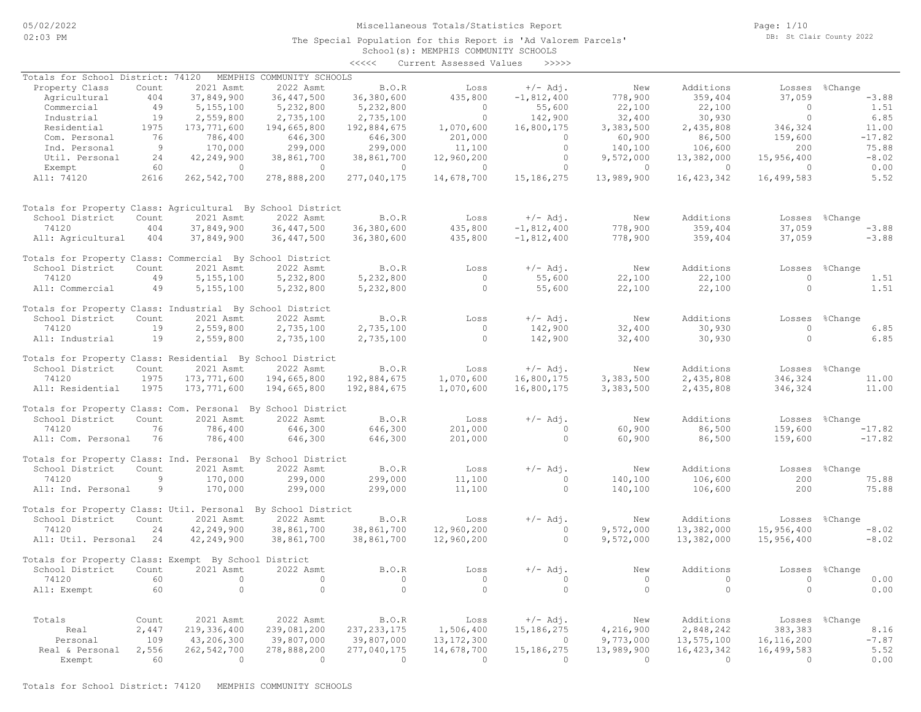# Miscellaneous Totals/Statistics Report

The Special Population for this Report is 'Ad Valorem Parcels'

School(s): MEMPHIS COMMUNITY SCHOOLS

<<<<< Current Assessed Values >>>>>

## Totals for School District: 74120 MEMPHIS COMMUNITY SCHOOLS

| Property Class | Count | 2021 Asmt | 2022 Asmt | B.O.R | Loss | +/- Adj. | New | Additions | Losses | %Change |
|---|---|---|---|---|---|---|---|---|---|---|
| Agricultural | 404 | 37,849,900 | 36,447,500 | 36,380,600 | 435,800 | -1,812,400 | 778,900 | 359,404 | 37,059 | -3.88 |
| Commercial | 49 | 5,155,100 | 5,232,800 | 5,232,800 | 0 | 55,600 | 22,100 | 22,100 | 0 | 1.51 |
| Industrial | 19 | 2,559,800 | 2,735,100 | 2,735,100 | 0 | 142,900 | 32,400 | 30,930 | 0 | 6.85 |
| Residential | 1975 | 173,771,600 | 194,665,800 | 192,884,675 | 1,070,600 | 16,800,175 | 3,383,500 | 2,435,808 | 346,324 | 11.00 |
| Com. Personal | 76 | 786,400 | 646,300 | 646,300 | 201,000 | 0 | 60,900 | 86,500 | 159,600 | -17.82 |
| Ind. Personal | 9 | 170,000 | 299,000 | 299,000 | 11,100 | 0 | 140,100 | 106,600 | 200 | 75.88 |
| Util. Personal | 24 | 42,249,900 | 38,861,700 | 38,861,700 | 12,960,200 | 0 | 9,572,000 | 13,382,000 | 15,956,400 | -8.02 |
| Exempt | 60 | 0 | 0 | 0 | 0 | 0 | 0 | 0 | 0 | 0.00 |
| All: 74120 | 2616 | 262,542,700 | 278,888,200 | 277,040,175 | 14,678,700 | 15,186,275 | 13,989,900 | 16,423,342 | 16,499,583 | 5.52 |

## Totals for Property Class: Agricultural By School District

| School District | Count | 2021 Asmt | 2022 Asmt | B.O.R | Loss | +/- Adj. | New | Additions | Losses | %Change |
|---|---|---|---|---|---|---|---|---|---|---|
| 74120 | 404 | 37,849,900 | 36,447,500 | 36,380,600 | 435,800 | -1,812,400 | 778,900 | 359,404 | 37,059 | -3.88 |
| All: Agricultural | 404 | 37,849,900 | 36,447,500 | 36,380,600 | 435,800 | -1,812,400 | 778,900 | 359,404 | 37,059 | -3.88 |

## Totals for Property Class: Commercial By School District

| School District | Count | 2021 Asmt | 2022 Asmt | B.O.R | Loss | +/- Adj. | New | Additions | Losses | %Change |
|---|---|---|---|---|---|---|---|---|---|---|
| 74120 | 49 | 5,155,100 | 5,232,800 | 5,232,800 | 0 | 55,600 | 22,100 | 22,100 | 0 | 1.51 |
| All: Commercial | 49 | 5,155,100 | 5,232,800 | 5,232,800 | 0 | 55,600 | 22,100 | 22,100 | 0 | 1.51 |

## Totals for Property Class: Industrial By School District

| School District | Count | 2021 Asmt | 2022 Asmt | B.O.R | Loss | +/- Adj. | New | Additions | Losses | %Change |
|---|---|---|---|---|---|---|---|---|---|---|
| 74120 | 19 | 2,559,800 | 2,735,100 | 2,735,100 | 0 | 142,900 | 32,400 | 30,930 | 0 | 6.85 |
| All: Industrial | 19 | 2,559,800 | 2,735,100 | 2,735,100 | 0 | 142,900 | 32,400 | 30,930 | 0 | 6.85 |

## Totals for Property Class: Residential By School District

| School District | Count | 2021 Asmt | 2022 Asmt | B.O.R | Loss | +/- Adj. | New | Additions | Losses | %Change |
|---|---|---|---|---|---|---|---|---|---|---|
| 74120 | 1975 | 173,771,600 | 194,665,800 | 192,884,675 | 1,070,600 | 16,800,175 | 3,383,500 | 2,435,808 | 346,324 | 11.00 |
| All: Residential | 1975 | 173,771,600 | 194,665,800 | 192,884,675 | 1,070,600 | 16,800,175 | 3,383,500 | 2,435,808 | 346,324 | 11.00 |

## Totals for Property Class: Com. Personal By School District

| School District | Count | 2021 Asmt | 2022 Asmt | B.O.R | Loss | +/- Adj. | New | Additions | Losses | %Change |
|---|---|---|---|---|---|---|---|---|---|---|
| 74120 | 76 | 786,400 | 646,300 | 646,300 | 201,000 | 0 | 60,900 | 86,500 | 159,600 | -17.82 |
| All: Com. Personal | 76 | 786,400 | 646,300 | 646,300 | 201,000 | 0 | 60,900 | 86,500 | 159,600 | -17.82 |

## Totals for Property Class: Ind. Personal By School District

| School District | Count | 2021 Asmt | 2022 Asmt | B.O.R | Loss | +/- Adj. | New | Additions | Losses | %Change |
|---|---|---|---|---|---|---|---|---|---|---|
| 74120 | 9 | 170,000 | 299,000 | 299,000 | 11,100 | 0 | 140,100 | 106,600 | 200 | 75.88 |
| All: Ind. Personal | 9 | 170,000 | 299,000 | 299,000 | 11,100 | 0 | 140,100 | 106,600 | 200 | 75.88 |

## Totals for Property Class: Util. Personal By School District

| School District | Count | 2021 Asmt | 2022 Asmt | B.O.R | Loss | +/- Adj. | New | Additions | Losses | %Change |
|---|---|---|---|---|---|---|---|---|---|---|
| 74120 | 24 | 42,249,900 | 38,861,700 | 38,861,700 | 12,960,200 | 0 | 9,572,000 | 13,382,000 | 15,956,400 | -8.02 |
| All: Util. Personal | 24 | 42,249,900 | 38,861,700 | 38,861,700 | 12,960,200 | 0 | 9,572,000 | 13,382,000 | 15,956,400 | -8.02 |

## Totals for Property Class: Exempt By School District

| School District | Count | 2021 Asmt | 2022 Asmt | B.O.R | Loss | +/- Adj. | New | Additions | Losses | %Change |
|---|---|---|---|---|---|---|---|---|---|---|
| 74120 | 60 | 0 | 0 | 0 | 0 | 0 | 0 | 0 | 0 | 0.00 |
| All: Exempt | 60 | 0 | 0 | 0 | 0 | 0 | 0 | 0 | 0 | 0.00 |

## Totals

| Totals | Count | 2021 Asmt | 2022 Asmt | B.O.R | Loss | +/- Adj. | New | Additions | Losses | %Change |
|---|---|---|---|---|---|---|---|---|---|---|
| Real | 2,447 | 219,336,400 | 239,081,200 | 237,233,175 | 1,506,400 | 15,186,275 | 4,216,900 | 2,848,242 | 383,383 | 8.16 |
| Personal | 109 | 43,206,300 | 39,807,000 | 39,807,000 | 13,172,300 | 0 | 9,773,000 | 13,575,100 | 16,116,200 | -7.87 |
| Real & Personal | 2,556 | 262,542,700 | 278,888,200 | 277,040,175 | 14,678,700 | 15,186,275 | 13,989,900 | 16,423,342 | 16,499,583 | 5.52 |
| Exempt | 60 | 0 | 0 | 0 | 0 | 0 | 0 | 0 | 0 | 0.00 |

Totals for School District: 74120 MEMPHIS COMMUNITY SCHOOLS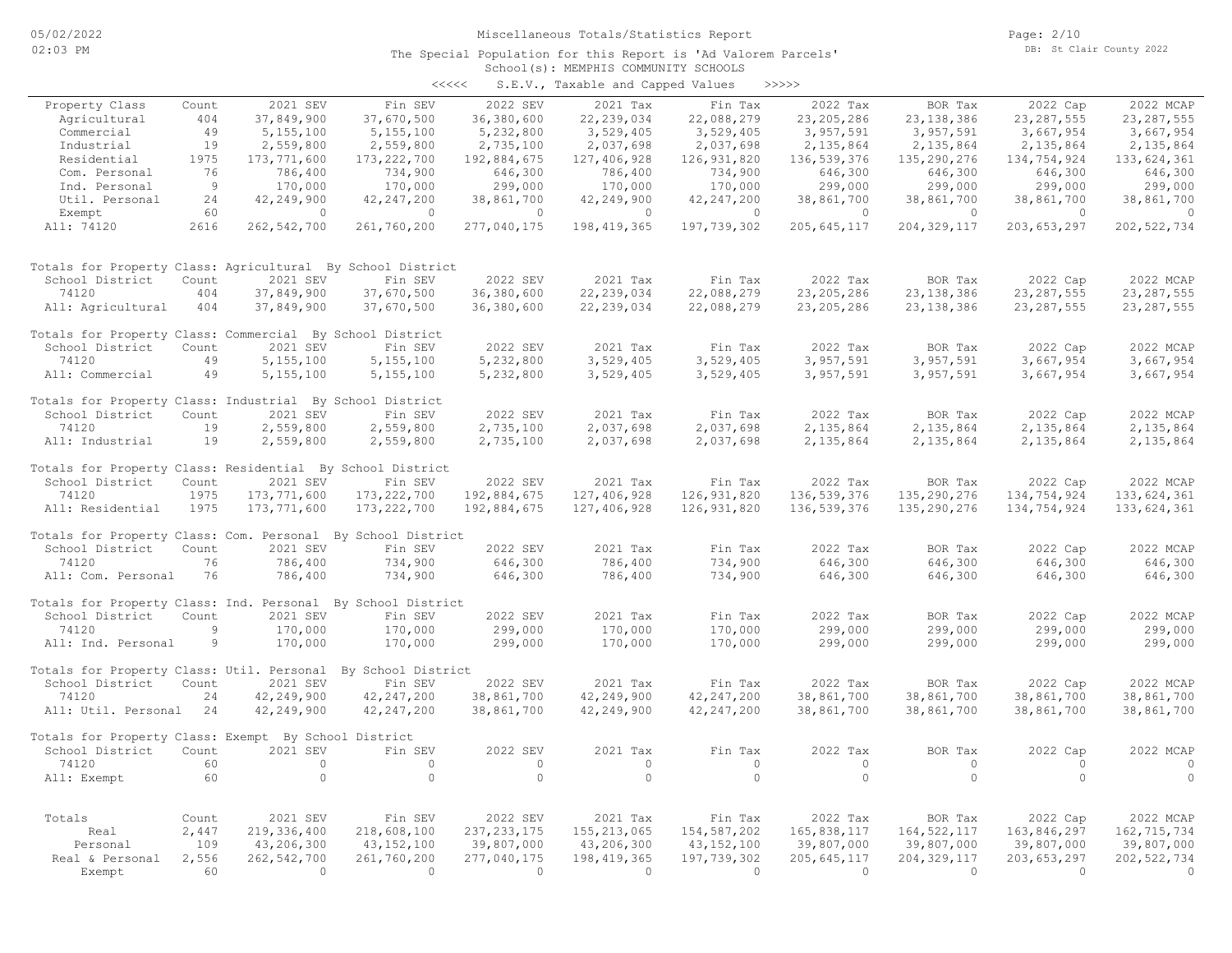Miscellaneous Totals/Statistics Report

The Special Population for this Report is 'Ad Valorem Parcels'
School(s): MEMPHIS COMMUNITY SCHOOLS

<<<<< S.E.V., Taxable and Capped Values >>>>>

| Property Class | Count | 2021 SEV | Fin SEV | 2022 SEV | 2021 Tax | Fin Tax | 2022 Tax | BOR Tax | 2022 Cap | 2022 MCAP |
|---|---|---|---|---|---|---|---|---|---|---|
| Agricultural | 404 | 37,849,900 | 37,670,500 | 36,380,600 | 22,239,034 | 22,088,279 | 23,205,286 | 23,138,386 | 23,287,555 | 23,287,555 |
| Commercial | 49 | 5,155,100 | 5,155,100 | 5,232,800 | 3,529,405 | 3,529,405 | 3,957,591 | 3,957,591 | 3,667,954 | 3,667,954 |
| Industrial | 19 | 2,559,800 | 2,559,800 | 2,735,100 | 2,037,698 | 2,037,698 | 2,135,864 | 2,135,864 | 2,135,864 | 2,135,864 |
| Residential | 1975 | 173,771,600 | 173,222,700 | 192,884,675 | 127,406,928 | 126,931,820 | 136,539,376 | 135,290,276 | 134,754,924 | 133,624,361 |
| Com. Personal | 76 | 786,400 | 734,900 | 646,300 | 786,400 | 734,900 | 646,300 | 646,300 | 646,300 | 646,300 |
| Ind. Personal | 9 | 170,000 | 170,000 | 299,000 | 170,000 | 170,000 | 299,000 | 299,000 | 299,000 | 299,000 |
| Util. Personal | 24 | 42,249,900 | 42,247,200 | 38,861,700 | 42,249,900 | 42,247,200 | 38,861,700 | 38,861,700 | 38,861,700 | 38,861,700 |
| Exempt | 60 | 0 | 0 | 0 | 0 | 0 | 0 | 0 | 0 | 0 |
| All: 74120 | 2616 | 262,542,700 | 261,760,200 | 277,040,175 | 198,419,365 | 197,739,302 | 205,645,117 | 204,329,117 | 203,653,297 | 202,522,734 |

Totals for Property Class: Agricultural By School District

| School District | Count | 2021 SEV | Fin SEV | 2022 SEV | 2021 Tax | Fin Tax | 2022 Tax | BOR Tax | 2022 Cap | 2022 MCAP |
|---|---|---|---|---|---|---|---|---|---|---|
| 74120 | 404 | 37,849,900 | 37,670,500 | 36,380,600 | 22,239,034 | 22,088,279 | 23,205,286 | 23,138,386 | 23,287,555 | 23,287,555 |
| All: Agricultural | 404 | 37,849,900 | 37,670,500 | 36,380,600 | 22,239,034 | 22,088,279 | 23,205,286 | 23,138,386 | 23,287,555 | 23,287,555 |

Totals for Property Class: Commercial By School District

| School District | Count | 2021 SEV | Fin SEV | 2022 SEV | 2021 Tax | Fin Tax | 2022 Tax | BOR Tax | 2022 Cap | 2022 MCAP |
|---|---|---|---|---|---|---|---|---|---|---|
| 74120 | 49 | 5,155,100 | 5,155,100 | 5,232,800 | 3,529,405 | 3,529,405 | 3,957,591 | 3,957,591 | 3,667,954 | 3,667,954 |
| All: Commercial | 49 | 5,155,100 | 5,155,100 | 5,232,800 | 3,529,405 | 3,529,405 | 3,957,591 | 3,957,591 | 3,667,954 | 3,667,954 |

Totals for Property Class: Industrial By School District

| School District | Count | 2021 SEV | Fin SEV | 2022 SEV | 2021 Tax | Fin Tax | 2022 Tax | BOR Tax | 2022 Cap | 2022 MCAP |
|---|---|---|---|---|---|---|---|---|---|---|
| 74120 | 19 | 2,559,800 | 2,559,800 | 2,735,100 | 2,037,698 | 2,037,698 | 2,135,864 | 2,135,864 | 2,135,864 | 2,135,864 |
| All: Industrial | 19 | 2,559,800 | 2,559,800 | 2,735,100 | 2,037,698 | 2,037,698 | 2,135,864 | 2,135,864 | 2,135,864 | 2,135,864 |

Totals for Property Class: Residential By School District

| School District | Count | 2021 SEV | Fin SEV | 2022 SEV | 2021 Tax | Fin Tax | 2022 Tax | BOR Tax | 2022 Cap | 2022 MCAP |
|---|---|---|---|---|---|---|---|---|---|---|
| 74120 | 1975 | 173,771,600 | 173,222,700 | 192,884,675 | 127,406,928 | 126,931,820 | 136,539,376 | 135,290,276 | 134,754,924 | 133,624,361 |
| All: Residential | 1975 | 173,771,600 | 173,222,700 | 192,884,675 | 127,406,928 | 126,931,820 | 136,539,376 | 135,290,276 | 134,754,924 | 133,624,361 |

Totals for Property Class: Com. Personal By School District

| School District | Count | 2021 SEV | Fin SEV | 2022 SEV | 2021 Tax | Fin Tax | 2022 Tax | BOR Tax | 2022 Cap | 2022 MCAP |
|---|---|---|---|---|---|---|---|---|---|---|
| 74120 | 76 | 786,400 | 734,900 | 646,300 | 786,400 | 734,900 | 646,300 | 646,300 | 646,300 | 646,300 |
| All: Com. Personal | 76 | 786,400 | 734,900 | 646,300 | 786,400 | 734,900 | 646,300 | 646,300 | 646,300 | 646,300 |

Totals for Property Class: Ind. Personal By School District

| School District | Count | 2021 SEV | Fin SEV | 2022 SEV | 2021 Tax | Fin Tax | 2022 Tax | BOR Tax | 2022 Cap | 2022 MCAP |
|---|---|---|---|---|---|---|---|---|---|---|
| 74120 | 9 | 170,000 | 170,000 | 299,000 | 170,000 | 170,000 | 299,000 | 299,000 | 299,000 | 299,000 |
| All: Ind. Personal | 9 | 170,000 | 170,000 | 299,000 | 170,000 | 170,000 | 299,000 | 299,000 | 299,000 | 299,000 |

Totals for Property Class: Util. Personal By School District

| School District | Count | 2021 SEV | Fin SEV | 2022 SEV | 2021 Tax | Fin Tax | 2022 Tax | BOR Tax | 2022 Cap | 2022 MCAP |
|---|---|---|---|---|---|---|---|---|---|---|
| 74120 | 24 | 42,249,900 | 42,247,200 | 38,861,700 | 42,249,900 | 42,247,200 | 38,861,700 | 38,861,700 | 38,861,700 | 38,861,700 |
| All: Util. Personal | 24 | 42,249,900 | 42,247,200 | 38,861,700 | 42,249,900 | 42,247,200 | 38,861,700 | 38,861,700 | 38,861,700 | 38,861,700 |

Totals for Property Class: Exempt By School District

| School District | Count | 2021 SEV | Fin SEV | 2022 SEV | 2021 Tax | Fin Tax | 2022 Tax | BOR Tax | 2022 Cap | 2022 MCAP |
|---|---|---|---|---|---|---|---|---|---|---|
| 74120 | 60 | 0 | 0 | 0 | 0 | 0 | 0 | 0 | 0 | 0 |
| All: Exempt | 60 | 0 | 0 | 0 | 0 | 0 | 0 | 0 | 0 | 0 |

| Totals | Count | 2021 SEV | Fin SEV | 2022 SEV | 2021 Tax | Fin Tax | 2022 Tax | BOR Tax | 2022 Cap | 2022 MCAP |
|---|---|---|---|---|---|---|---|---|---|---|
| Real | 2,447 | 219,336,400 | 218,608,100 | 237,233,175 | 155,213,065 | 154,587,202 | 165,838,117 | 164,522,117 | 163,846,297 | 162,715,734 |
| Personal | 109 | 43,206,300 | 43,152,100 | 39,807,000 | 43,206,300 | 43,152,100 | 39,807,000 | 39,807,000 | 39,807,000 | 39,807,000 |
| Real & Personal | 2,556 | 262,542,700 | 261,760,200 | 277,040,175 | 198,419,365 | 197,739,302 | 205,645,117 | 204,329,117 | 203,653,297 | 202,522,734 |
| Exempt | 60 | 0 | 0 | 0 | 0 | 0 | 0 | 0 | 0 | 0 |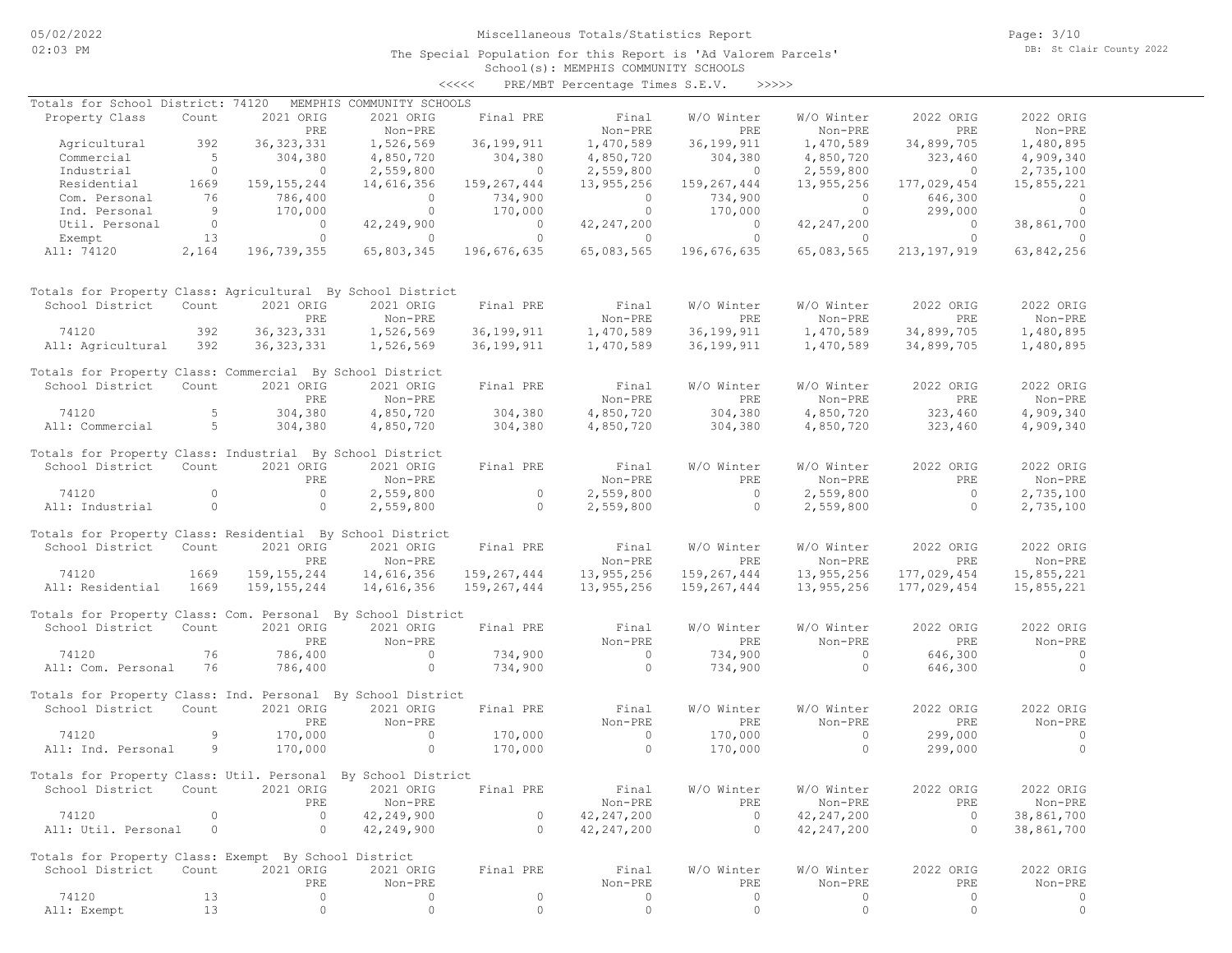Miscellaneous Totals/Statistics Report

The Special Population for this Report is 'Ad Valorem Parcels'

School(s): MEMPHIS COMMUNITY SCHOOLS

<<<<< PRE/MBT Percentage Times S.E.V. >>>>>

Totals for School District: 74120 MEMPHIS COMMUNITY SCHOOLS

| Property Class | Count | 2021 ORIG PRE | 2021 ORIG Non-PRE | Final PRE | Final Non-PRE | W/O Winter PRE | W/O Winter Non-PRE | 2022 ORIG PRE | 2022 ORIG Non-PRE |
|---|---|---|---|---|---|---|---|---|---|
| Agricultural | 392 | 36,323,331 | 1,526,569 | 36,199,911 | 1,470,589 | 36,199,911 | 1,470,589 | 34,899,705 | 1,480,895 |
| Commercial | 5 | 304,380 | 4,850,720 | 304,380 | 4,850,720 | 304,380 | 4,850,720 | 323,460 | 4,909,340 |
| Industrial | 0 | 0 | 2,559,800 | 0 | 2,559,800 | 0 | 2,559,800 | 0 | 2,735,100 |
| Residential | 1669 | 159,155,244 | 14,616,356 | 159,267,444 | 13,955,256 | 159,267,444 | 13,955,256 | 177,029,454 | 15,855,221 |
| Com. Personal | 76 | 786,400 | 0 | 734,900 | 0 | 734,900 | 0 | 646,300 | 0 |
| Ind. Personal | 9 | 170,000 | 0 | 170,000 | 0 | 170,000 | 0 | 299,000 | 0 |
| Util. Personal | 0 | 0 | 42,249,900 | 0 | 42,247,200 | 0 | 42,247,200 | 0 | 38,861,700 |
| Exempt | 13 | 0 | 0 | 0 | 0 | 0 | 0 | 0 | 0 |
| All: 74120 | 2,164 | 196,739,355 | 65,803,345 | 196,676,635 | 65,083,565 | 196,676,635 | 65,083,565 | 213,197,919 | 63,842,256 |

Totals for Property Class: Agricultural By School District

| School District | Count | 2021 ORIG PRE | 2021 ORIG Non-PRE | Final PRE | Final Non-PRE | W/O Winter PRE | W/O Winter Non-PRE | 2022 ORIG PRE | 2022 ORIG Non-PRE |
|---|---|---|---|---|---|---|---|---|---|
| 74120 | 392 | 36,323,331 | 1,526,569 | 36,199,911 | 1,470,589 | 36,199,911 | 1,470,589 | 34,899,705 | 1,480,895 |
| All: Agricultural | 392 | 36,323,331 | 1,526,569 | 36,199,911 | 1,470,589 | 36,199,911 | 1,470,589 | 34,899,705 | 1,480,895 |

Totals for Property Class: Commercial By School District

| School District | Count | 2021 ORIG PRE | 2021 ORIG Non-PRE | Final PRE | Final Non-PRE | W/O Winter PRE | W/O Winter Non-PRE | 2022 ORIG PRE | 2022 ORIG Non-PRE |
|---|---|---|---|---|---|---|---|---|---|
| 74120 | 5 | 304,380 | 4,850,720 | 304,380 | 4,850,720 | 304,380 | 4,850,720 | 323,460 | 4,909,340 |
| All: Commercial | 5 | 304,380 | 4,850,720 | 304,380 | 4,850,720 | 304,380 | 4,850,720 | 323,460 | 4,909,340 |

Totals for Property Class: Industrial By School District

| School District | Count | 2021 ORIG PRE | 2021 ORIG Non-PRE | Final PRE | Final Non-PRE | W/O Winter PRE | W/O Winter Non-PRE | 2022 ORIG PRE | 2022 ORIG Non-PRE |
|---|---|---|---|---|---|---|---|---|---|
| 74120 | 0 | 0 | 2,559,800 | 0 | 2,559,800 | 0 | 2,559,800 | 0 | 2,735,100 |
| All: Industrial | 0 | 0 | 2,559,800 | 0 | 2,559,800 | 0 | 2,559,800 | 0 | 2,735,100 |

Totals for Property Class: Residential By School District

| School District | Count | 2021 ORIG PRE | 2021 ORIG Non-PRE | Final PRE | Final Non-PRE | W/O Winter PRE | W/O Winter Non-PRE | 2022 ORIG PRE | 2022 ORIG Non-PRE |
|---|---|---|---|---|---|---|---|---|---|
| 74120 | 1669 | 159,155,244 | 14,616,356 | 159,267,444 | 13,955,256 | 159,267,444 | 13,955,256 | 177,029,454 | 15,855,221 |
| All: Residential | 1669 | 159,155,244 | 14,616,356 | 159,267,444 | 13,955,256 | 159,267,444 | 13,955,256 | 177,029,454 | 15,855,221 |

Totals for Property Class: Com. Personal By School District

| School District | Count | 2021 ORIG PRE | 2021 ORIG Non-PRE | Final PRE | Final Non-PRE | W/O Winter PRE | W/O Winter Non-PRE | 2022 ORIG PRE | 2022 ORIG Non-PRE |
|---|---|---|---|---|---|---|---|---|---|
| 74120 | 76 | 786,400 | 0 | 734,900 | 0 | 734,900 | 0 | 646,300 | 0 |
| All: Com. Personal | 76 | 786,400 | 0 | 734,900 | 0 | 734,900 | 0 | 646,300 | 0 |

Totals for Property Class: Ind. Personal By School District

| School District | Count | 2021 ORIG PRE | 2021 ORIG Non-PRE | Final PRE | Final Non-PRE | W/O Winter PRE | W/O Winter Non-PRE | 2022 ORIG PRE | 2022 ORIG Non-PRE |
|---|---|---|---|---|---|---|---|---|---|
| 74120 | 9 | 170,000 | 0 | 170,000 | 0 | 170,000 | 0 | 299,000 | 0 |
| All: Ind. Personal | 9 | 170,000 | 0 | 170,000 | 0 | 170,000 | 0 | 299,000 | 0 |

Totals for Property Class: Util. Personal By School District

| School District | Count | 2021 ORIG PRE | 2021 ORIG Non-PRE | Final PRE | Final Non-PRE | W/O Winter PRE | W/O Winter Non-PRE | 2022 ORIG PRE | 2022 ORIG Non-PRE |
|---|---|---|---|---|---|---|---|---|---|
| 74120 | 0 | 0 | 42,249,900 | 0 | 42,247,200 | 0 | 42,247,200 | 0 | 38,861,700 |
| All: Util. Personal | 0 | 0 | 42,249,900 | 0 | 42,247,200 | 0 | 42,247,200 | 0 | 38,861,700 |

Totals for Property Class: Exempt By School District

| School District | Count | 2021 ORIG PRE | 2021 ORIG Non-PRE | Final PRE | Final Non-PRE | W/O Winter PRE | W/O Winter Non-PRE | 2022 ORIG PRE | 2022 ORIG Non-PRE |
|---|---|---|---|---|---|---|---|---|---|
| 74120 | 13 | 0 | 0 | 0 | 0 | 0 | 0 | 0 | 0 |
| All: Exempt | 13 | 0 | 0 | 0 | 0 | 0 | 0 | 0 | 0 |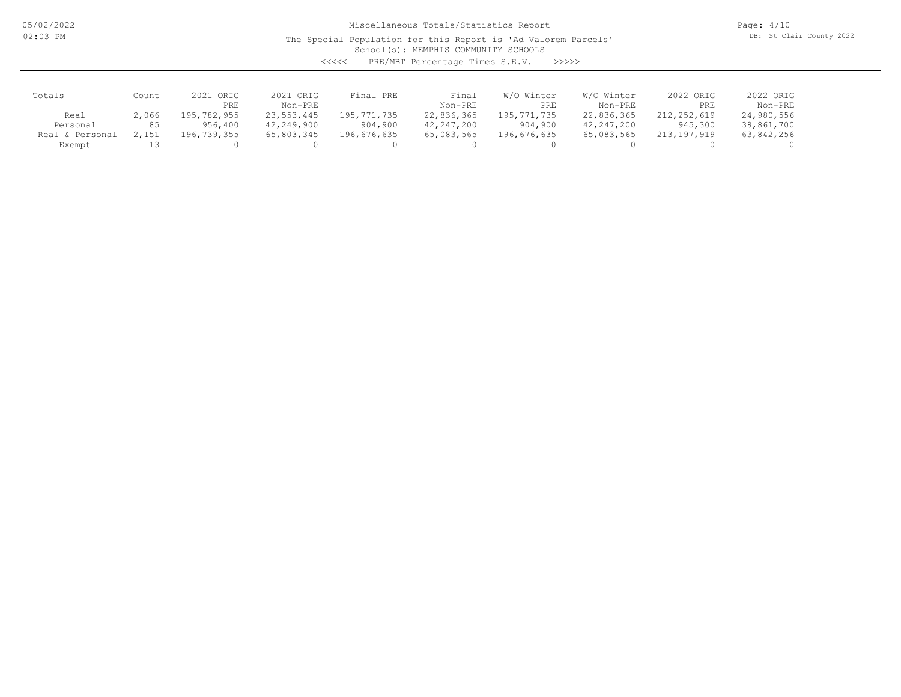Miscellaneous Totals/Statistics Report

The Special Population for this Report is 'Ad Valorem Parcels'

School(s): MEMPHIS COMMUNITY SCHOOLS

<<<<< PRE/MBT Percentage Times S.E.V. >>>>>

| Totals | Count | 2021 ORIG PRE | 2021 ORIG Non-PRE | Final PRE | Final Non-PRE | W/O Winter PRE | W/O Winter Non-PRE | 2022 ORIG PRE | 2022 ORIG Non-PRE |
|---|---|---|---|---|---|---|---|---|---|
| Real | 2,066 | 195,782,955 | 23,553,445 | 195,771,735 | 22,836,365 | 195,771,735 | 22,836,365 | 212,252,619 | 24,980,556 |
| Personal | 85 | 956,400 | 42,249,900 | 904,900 | 42,247,200 | 904,900 | 42,247,200 | 945,300 | 38,861,700 |
| Real & Personal | 2,151 | 196,739,355 | 65,803,345 | 196,676,635 | 65,083,565 | 196,676,635 | 65,083,565 | 213,197,919 | 63,842,256 |
| Exempt | 13 | 0 | 0 | 0 | 0 | 0 | 0 | 0 | 0 |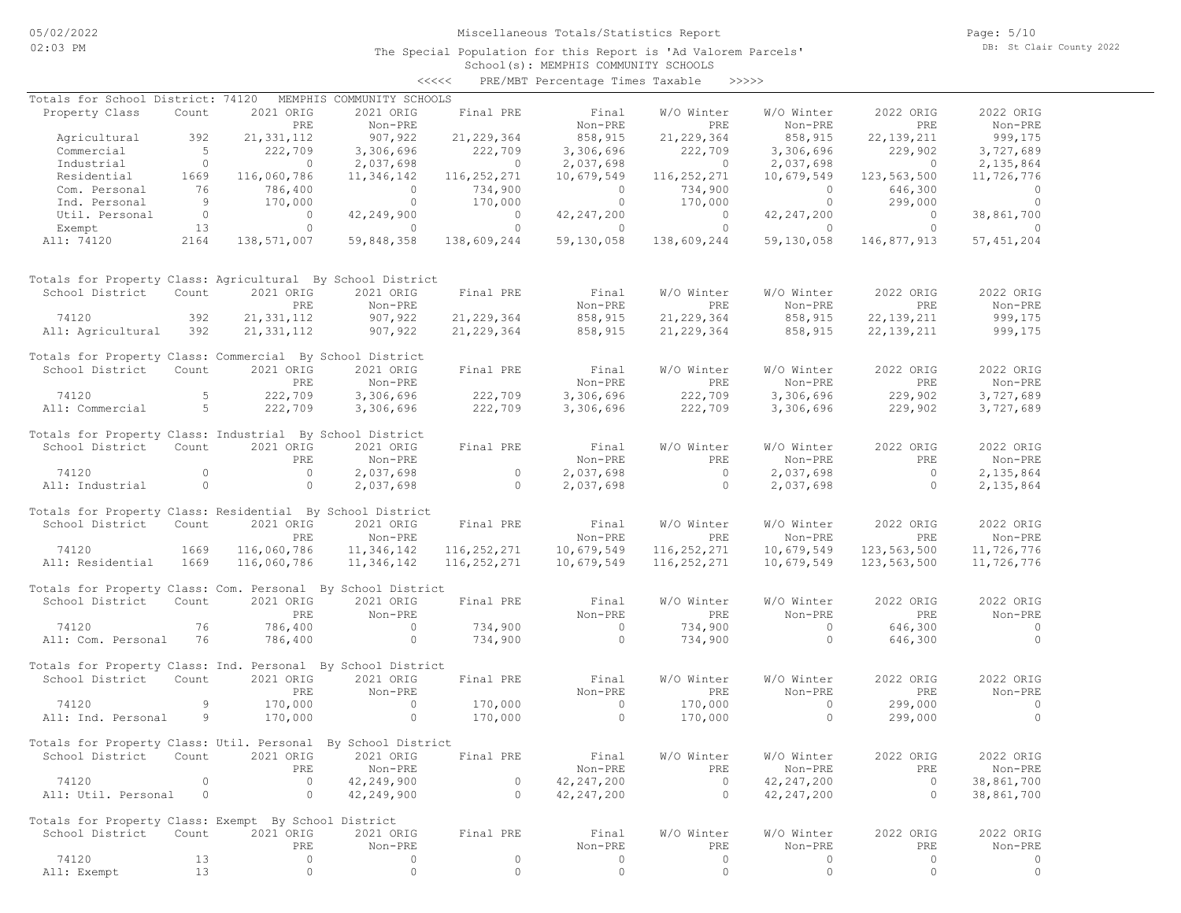# Miscellaneous Totals/Statistics Report

The Special Population for this Report is 'Ad Valorem Parcels'

School(s): MEMPHIS COMMUNITY SCHOOLS

<<<<< PRE/MBT Percentage Times Taxable >>>>>

Totals for School District: 74120 MEMPHIS COMMUNITY SCHOOLS

| Property Class | Count | 2021 ORIG PRE | 2021 ORIG Non-PRE | Final PRE | Final Non-PRE | W/O Winter PRE | W/O Winter Non-PRE | 2022 ORIG PRE | 2022 ORIG Non-PRE |
|---|---|---|---|---|---|---|---|---|---|
| Agricultural | 392 | 21,331,112 | 907,922 | 21,229,364 | 858,915 | 21,229,364 | 858,915 | 22,139,211 | 999,175 |
| Commercial | 5 | 222,709 | 3,306,696 | 222,709 | 3,306,696 | 222,709 | 3,306,696 | 229,902 | 3,727,689 |
| Industrial | 0 | 0 | 2,037,698 | 0 | 2,037,698 | 0 | 2,037,698 | 0 | 2,135,864 |
| Residential | 1669 | 116,060,786 | 11,346,142 | 116,252,271 | 10,679,549 | 116,252,271 | 10,679,549 | 123,563,500 | 11,726,776 |
| Com. Personal | 76 | 786,400 | 0 | 734,900 | 0 | 734,900 | 0 | 646,300 | 0 |
| Ind. Personal | 9 | 170,000 | 0 | 170,000 | 0 | 170,000 | 0 | 299,000 | 0 |
| Util. Personal | 0 | 0 | 42,249,900 | 0 | 42,247,200 | 0 | 42,247,200 | 0 | 38,861,700 |
| Exempt | 13 | 0 | 0 | 0 | 0 | 0 | 0 | 0 | 0 |
| All: 74120 | 2164 | 138,571,007 | 59,848,358 | 138,609,244 | 59,130,058 | 138,609,244 | 59,130,058 | 146,877,913 | 57,451,204 |

Totals for Property Class: Agricultural By School District

| School District | Count | 2021 ORIG PRE | 2021 ORIG Non-PRE | Final PRE | Final Non-PRE | W/O Winter PRE | W/O Winter Non-PRE | 2022 ORIG PRE | 2022 ORIG Non-PRE |
|---|---|---|---|---|---|---|---|---|---|
| 74120 | 392 | 21,331,112 | 907,922 | 21,229,364 | 858,915 | 21,229,364 | 858,915 | 22,139,211 | 999,175 |
| All: Agricultural | 392 | 21,331,112 | 907,922 | 21,229,364 | 858,915 | 21,229,364 | 858,915 | 22,139,211 | 999,175 |

Totals for Property Class: Commercial By School District

| School District | Count | 2021 ORIG PRE | 2021 ORIG Non-PRE | Final PRE | Final Non-PRE | W/O Winter PRE | W/O Winter Non-PRE | 2022 ORIG PRE | 2022 ORIG Non-PRE |
|---|---|---|---|---|---|---|---|---|---|
| 74120 | 5 | 222,709 | 3,306,696 | 222,709 | 3,306,696 | 222,709 | 3,306,696 | 229,902 | 3,727,689 |
| All: Commercial | 5 | 222,709 | 3,306,696 | 222,709 | 3,306,696 | 222,709 | 3,306,696 | 229,902 | 3,727,689 |

Totals for Property Class: Industrial By School District

| School District | Count | 2021 ORIG PRE | 2021 ORIG Non-PRE | Final PRE | Final Non-PRE | W/O Winter PRE | W/O Winter Non-PRE | 2022 ORIG PRE | 2022 ORIG Non-PRE |
|---|---|---|---|---|---|---|---|---|---|
| 74120 | 0 | 0 | 2,037,698 | 0 | 2,037,698 | 0 | 2,037,698 | 0 | 2,135,864 |
| All: Industrial | 0 | 0 | 2,037,698 | 0 | 2,037,698 | 0 | 2,037,698 | 0 | 2,135,864 |

Totals for Property Class: Residential By School District

| School District | Count | 2021 ORIG PRE | 2021 ORIG Non-PRE | Final PRE | Final Non-PRE | W/O Winter PRE | W/O Winter Non-PRE | 2022 ORIG PRE | 2022 ORIG Non-PRE |
|---|---|---|---|---|---|---|---|---|---|
| 74120 | 1669 | 116,060,786 | 11,346,142 | 116,252,271 | 10,679,549 | 116,252,271 | 10,679,549 | 123,563,500 | 11,726,776 |
| All: Residential | 1669 | 116,060,786 | 11,346,142 | 116,252,271 | 10,679,549 | 116,252,271 | 10,679,549 | 123,563,500 | 11,726,776 |

Totals for Property Class: Com. Personal By School District

| School District | Count | 2021 ORIG PRE | 2021 ORIG Non-PRE | Final PRE | Final Non-PRE | W/O Winter PRE | W/O Winter Non-PRE | 2022 ORIG PRE | 2022 ORIG Non-PRE |
|---|---|---|---|---|---|---|---|---|---|
| 74120 | 76 | 786,400 | 0 | 734,900 | 0 | 734,900 | 0 | 646,300 | 0 |
| All: Com. Personal | 76 | 786,400 | 0 | 734,900 | 0 | 734,900 | 0 | 646,300 | 0 |

Totals for Property Class: Ind. Personal By School District

| School District | Count | 2021 ORIG PRE | 2021 ORIG Non-PRE | Final PRE | Final Non-PRE | W/O Winter PRE | W/O Winter Non-PRE | 2022 ORIG PRE | 2022 ORIG Non-PRE |
|---|---|---|---|---|---|---|---|---|---|
| 74120 | 9 | 170,000 | 0 | 170,000 | 0 | 170,000 | 0 | 299,000 | 0 |
| All: Ind. Personal | 9 | 170,000 | 0 | 170,000 | 0 | 170,000 | 0 | 299,000 | 0 |

Totals for Property Class: Util. Personal By School District

| School District | Count | 2021 ORIG PRE | 2021 ORIG Non-PRE | Final PRE | Final Non-PRE | W/O Winter PRE | W/O Winter Non-PRE | 2022 ORIG PRE | 2022 ORIG Non-PRE |
|---|---|---|---|---|---|---|---|---|---|
| 74120 | 0 | 0 | 42,249,900 | 0 | 42,247,200 | 0 | 42,247,200 | 0 | 38,861,700 |
| All: Util. Personal | 0 | 0 | 42,249,900 | 0 | 42,247,200 | 0 | 42,247,200 | 0 | 38,861,700 |

Totals for Property Class: Exempt By School District

| School District | Count | 2021 ORIG PRE | 2021 ORIG Non-PRE | Final PRE | Final Non-PRE | W/O Winter PRE | W/O Winter Non-PRE | 2022 ORIG PRE | 2022 ORIG Non-PRE |
|---|---|---|---|---|---|---|---|---|---|
| 74120 | 13 | 0 | 0 | 0 | 0 | 0 | 0 | 0 | 0 |
| All: Exempt | 13 | 0 | 0 | 0 | 0 | 0 | 0 | 0 | 0 |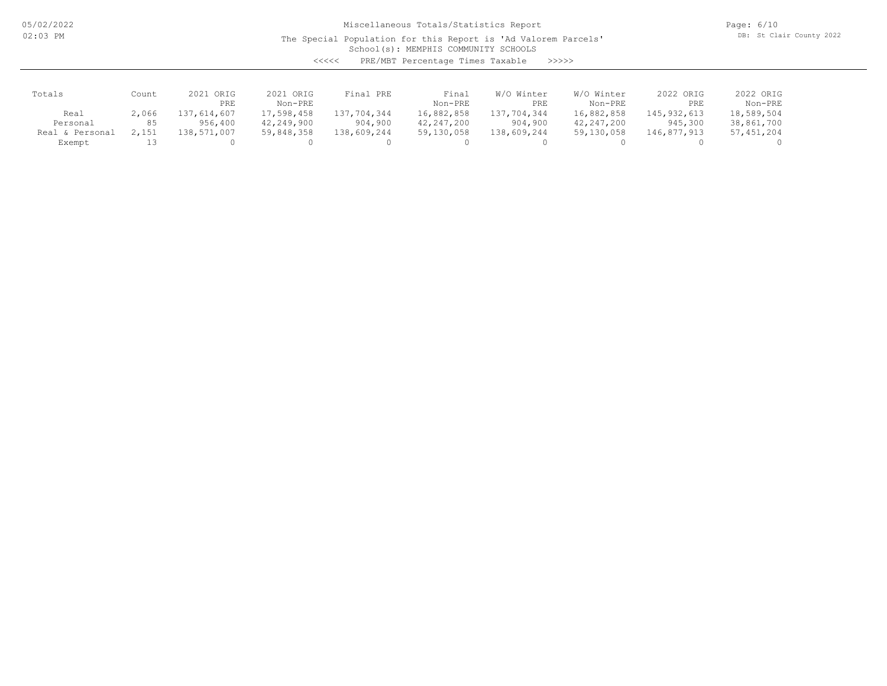Miscellaneous Totals/Statistics Report

The Special Population for this Report is 'Ad Valorem Parcels'

School(s): MEMPHIS COMMUNITY SCHOOLS

<<<<< PRE/MBT Percentage Times Taxable >>>>>

| Totals | Count | 2021 ORIG PRE | 2021 ORIG Non-PRE | Final PRE | Final Non-PRE | W/O Winter PRE | W/O Winter Non-PRE | 2022 ORIG PRE | 2022 ORIG Non-PRE |
|---|---|---|---|---|---|---|---|---|---|
| Real | 2,066 | 137,614,607 | 17,598,458 | 137,704,344 | 16,882,858 | 137,704,344 | 16,882,858 | 145,932,613 | 18,589,504 |
| Personal | 85 | 956,400 | 42,249,900 | 904,900 | 42,247,200 | 904,900 | 42,247,200 | 945,300 | 38,861,700 |
| Real & Personal | 2,151 | 138,571,007 | 59,848,358 | 138,609,244 | 59,130,058 | 138,609,244 | 59,130,058 | 146,877,913 | 57,451,204 |
| Exempt | 13 | 0 | 0 | 0 | 0 | 0 | 0 | 0 | 0 |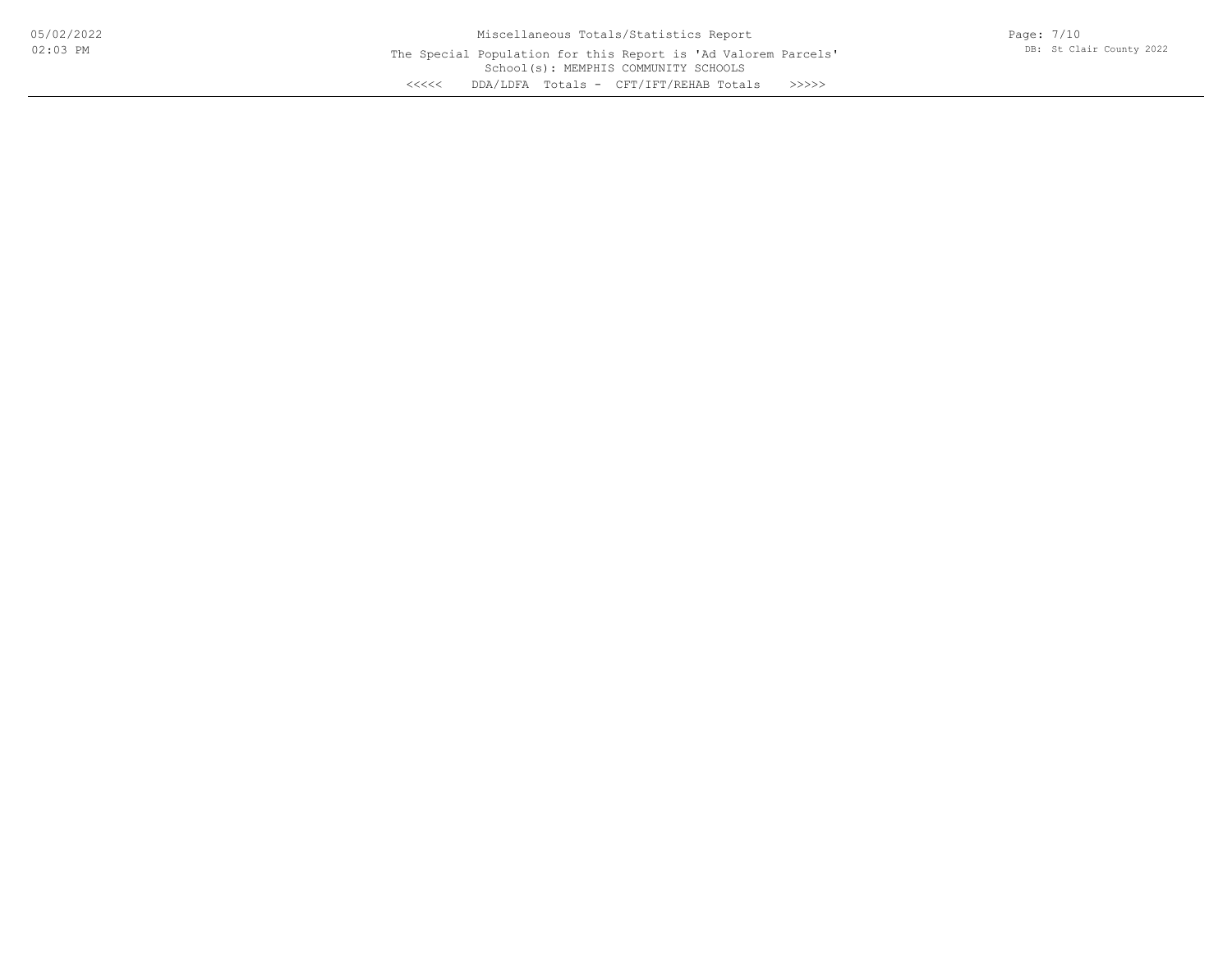Miscellaneous Totals/Statistics Report

The Special Population for this Report is 'Ad Valorem Parcels'

School(s): MEMPHIS COMMUNITY SCHOOLS

<<<<< DDA/LDFA Totals - CFT/IFT/REHAB Totals >>>>>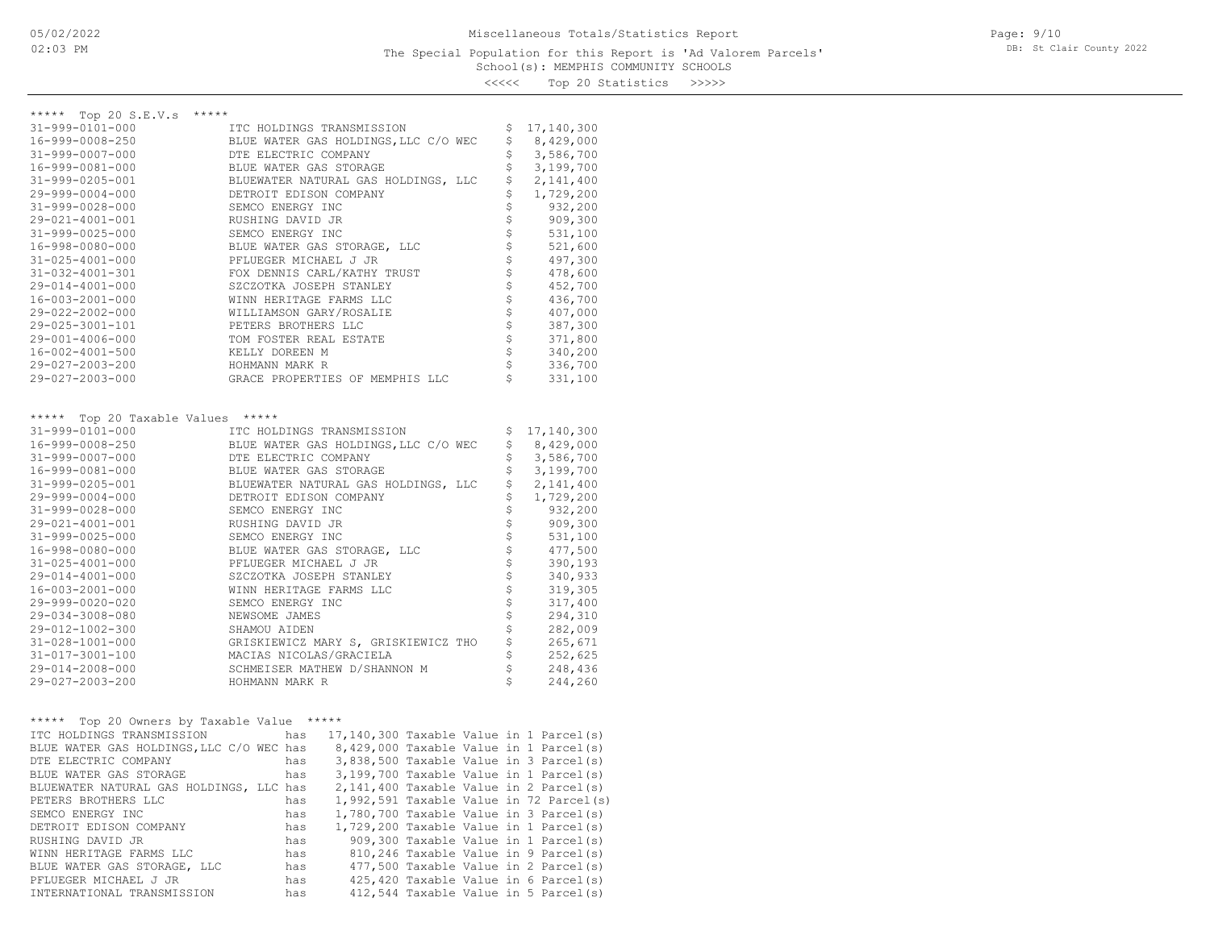# Miscellaneous Totals/Statistics Report

The Special Population for this Report is 'Ad Valorem Parcels'

School(s): MEMPHIS COMMUNITY SCHOOLS

<<<<< Top 20 Statistics >>>>>

## ***** Top 20 S.E.V.s *****

| Parcel | Owner | Value |
|---|---|---|
| 31-999-0101-000 | ITC HOLDINGS TRANSMISSION | $ 17,140,300 |
| 16-999-0008-250 | BLUE WATER GAS HOLDINGS,LLC C/O WEC | $ 8,429,000 |
| 31-999-0007-000 | DTE ELECTRIC COMPANY | $ 3,586,700 |
| 16-999-0081-000 | BLUE WATER GAS STORAGE | $ 3,199,700 |
| 31-999-0205-001 | BLUEWATER NATURAL GAS HOLDINGS, LLC | $ 2,141,400 |
| 29-999-0004-000 | DETROIT EDISON COMPANY | $ 1,729,200 |
| 31-999-0028-000 | SEMCO ENERGY INC | $ 932,200 |
| 29-021-4001-001 | RUSHING DAVID JR | $ 909,300 |
| 31-999-0025-000 | SEMCO ENERGY INC | $ 531,100 |
| 16-998-0080-000 | BLUE WATER GAS STORAGE, LLC | $ 521,600 |
| 31-025-4001-000 | PFLUEGER MICHAEL J JR | $ 497,300 |
| 31-032-4001-301 | FOX DENNIS CARL/KATHY TRUST | $ 478,600 |
| 29-014-4001-000 | SZCZOTKA JOSEPH STANLEY | $ 452,700 |
| 16-003-2001-000 | WINN HERITAGE FARMS LLC | $ 436,700 |
| 29-022-2002-000 | WILLIAMSON GARY/ROSALIE | $ 407,000 |
| 29-025-3001-101 | PETERS BROTHERS LLC | $ 387,300 |
| 29-001-4006-000 | TOM FOSTER REAL ESTATE | $ 371,800 |
| 16-002-4001-500 | KELLY DOREEN M | $ 340,200 |
| 29-027-2003-200 | HOHMANN MARK R | $ 336,700 |
| 29-027-2003-000 | GRACE PROPERTIES OF MEMPHIS LLC | $ 331,100 |

## ***** Top 20 Taxable Values *****

| Parcel | Owner | Value |
|---|---|---|
| 31-999-0101-000 | ITC HOLDINGS TRANSMISSION | $ 17,140,300 |
| 16-999-0008-250 | BLUE WATER GAS HOLDINGS,LLC C/O WEC | $ 8,429,000 |
| 31-999-0007-000 | DTE ELECTRIC COMPANY | $ 3,586,700 |
| 16-999-0081-000 | BLUE WATER GAS STORAGE | $ 3,199,700 |
| 31-999-0205-001 | BLUEWATER NATURAL GAS HOLDINGS, LLC | $ 2,141,400 |
| 29-999-0004-000 | DETROIT EDISON COMPANY | $ 1,729,200 |
| 31-999-0028-000 | SEMCO ENERGY INC | $ 932,200 |
| 29-021-4001-001 | RUSHING DAVID JR | $ 909,300 |
| 31-999-0025-000 | SEMCO ENERGY INC | $ 531,100 |
| 16-998-0080-000 | BLUE WATER GAS STORAGE, LLC | $ 477,500 |
| 31-025-4001-000 | PFLUEGER MICHAEL J JR | $ 390,193 |
| 29-014-4001-000 | SZCZOTKA JOSEPH STANLEY | $ 340,933 |
| 16-003-2001-000 | WINN HERITAGE FARMS LLC | $ 319,305 |
| 29-999-0020-020 | SEMCO ENERGY INC | $ 317,400 |
| 29-034-3008-080 | NEWSOME JAMES | $ 294,310 |
| 29-012-1002-300 | SHAMOU AIDEN | $ 282,009 |
| 31-028-1001-000 | GRISKIEWICZ MARY S, GRISKIEWICZ THO | $ 265,671 |
| 31-017-3001-100 | MACIAS NICOLAS/GRACIELA | $ 252,625 |
| 29-014-2008-000 | SCHMEISER MATHEW D/SHANNON M | $ 248,436 |
| 29-027-2003-200 | HOHMANN MARK R | $ 244,260 |

## ***** Top 20 Owners by Taxable Value *****

| Owner | | Taxable Value | | Parcels |
|---|---|---|---|---|
| ITC HOLDINGS TRANSMISSION | has | 17,140,300 | Taxable Value in | 1 Parcel(s) |
| BLUE WATER GAS HOLDINGS,LLC C/O WEC | has | 8,429,000 | Taxable Value in | 1 Parcel(s) |
| DTE ELECTRIC COMPANY | has | 3,838,500 | Taxable Value in | 3 Parcel(s) |
| BLUE WATER GAS STORAGE | has | 3,199,700 | Taxable Value in | 1 Parcel(s) |
| BLUEWATER NATURAL GAS HOLDINGS, LLC | has | 2,141,400 | Taxable Value in | 2 Parcel(s) |
| PETERS BROTHERS LLC | has | 1,992,591 | Taxable Value in | 72 Parcel(s) |
| SEMCO ENERGY INC | has | 1,780,700 | Taxable Value in | 3 Parcel(s) |
| DETROIT EDISON COMPANY | has | 1,729,200 | Taxable Value in | 1 Parcel(s) |
| RUSHING DAVID JR | has | 909,300 | Taxable Value in | 1 Parcel(s) |
| WINN HERITAGE FARMS LLC | has | 810,246 | Taxable Value in | 9 Parcel(s) |
| BLUE WATER GAS STORAGE, LLC | has | 477,500 | Taxable Value in | 2 Parcel(s) |
| PFLUEGER MICHAEL J JR | has | 425,420 | Taxable Value in | 6 Parcel(s) |
| INTERNATIONAL TRANSMISSION | has | 412,544 | Taxable Value in | 5 Parcel(s) |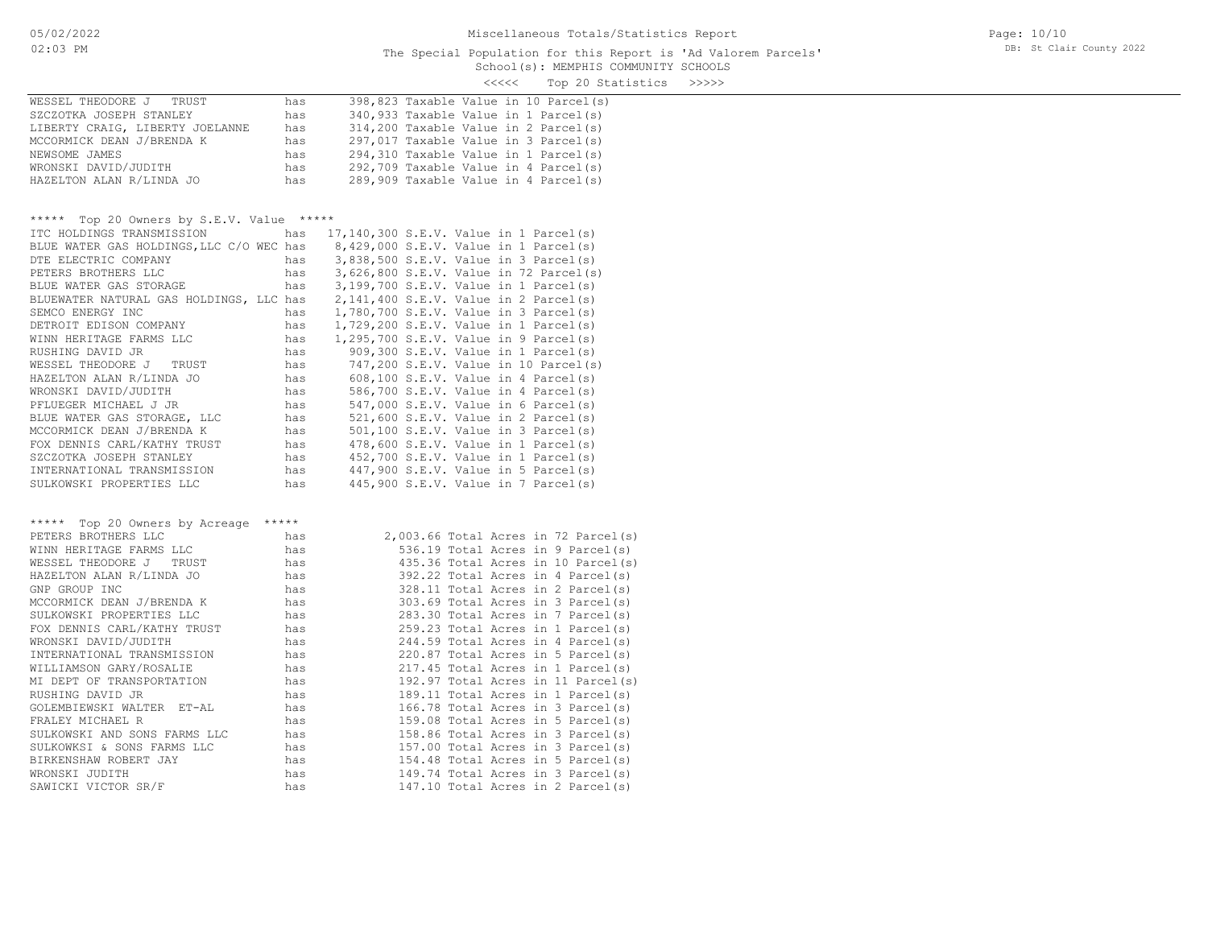Miscellaneous Totals/Statistics Report

The Special Population for this Report is 'Ad Valorem Parcels'

School(s): MEMPHIS COMMUNITY SCHOOLS

<<<<< Top 20 Statistics >>>>>

| | | |
|---|---|---|
| WESSEL THEODORE J TRUST | has | 398,823 Taxable Value in 10 Parcel(s) |
| SZCZOTKA JOSEPH STANLEY | has | 340,933 Taxable Value in 1 Parcel(s) |
| LIBERTY CRAIG, LIBERTY JOELANNE | has | 314,200 Taxable Value in 2 Parcel(s) |
| MCCORMICK DEAN J/BRENDA K | has | 297,017 Taxable Value in 3 Parcel(s) |
| NEWSOME JAMES | has | 294,310 Taxable Value in 1 Parcel(s) |
| WRONSKI DAVID/JUDITH | has | 292,709 Taxable Value in 4 Parcel(s) |
| HAZELTON ALAN R/LINDA JO | has | 289,909 Taxable Value in 4 Parcel(s) |

***** Top 20 Owners by S.E.V. Value *****

| | | |
|---|---|---|
| ITC HOLDINGS TRANSMISSION | has | 17,140,300 S.E.V. Value in 1 Parcel(s) |
| BLUE WATER GAS HOLDINGS,LLC C/O WEC | has | 8,429,000 S.E.V. Value in 1 Parcel(s) |
| DTE ELECTRIC COMPANY | has | 3,838,500 S.E.V. Value in 3 Parcel(s) |
| PETERS BROTHERS LLC | has | 3,626,800 S.E.V. Value in 72 Parcel(s) |
| BLUE WATER GAS STORAGE | has | 3,199,700 S.E.V. Value in 1 Parcel(s) |
| BLUEWATER NATURAL GAS HOLDINGS, LLC | has | 2,141,400 S.E.V. Value in 2 Parcel(s) |
| SEMCO ENERGY INC | has | 1,780,700 S.E.V. Value in 3 Parcel(s) |
| DETROIT EDISON COMPANY | has | 1,729,200 S.E.V. Value in 1 Parcel(s) |
| WINN HERITAGE FARMS LLC | has | 1,295,700 S.E.V. Value in 9 Parcel(s) |
| RUSHING DAVID JR | has | 909,300 S.E.V. Value in 1 Parcel(s) |
| WESSEL THEODORE J TRUST | has | 747,200 S.E.V. Value in 10 Parcel(s) |
| HAZELTON ALAN R/LINDA JO | has | 608,100 S.E.V. Value in 4 Parcel(s) |
| WRONSKI DAVID/JUDITH | has | 586,700 S.E.V. Value in 4 Parcel(s) |
| PFLUEGER MICHAEL J JR | has | 547,000 S.E.V. Value in 6 Parcel(s) |
| BLUE WATER GAS STORAGE, LLC | has | 521,600 S.E.V. Value in 2 Parcel(s) |
| MCCORMICK DEAN J/BRENDA K | has | 501,100 S.E.V. Value in 3 Parcel(s) |
| FOX DENNIS CARL/KATHY TRUST | has | 478,600 S.E.V. Value in 1 Parcel(s) |
| SZCZOTKA JOSEPH STANLEY | has | 452,700 S.E.V. Value in 1 Parcel(s) |
| INTERNATIONAL TRANSMISSION | has | 447,900 S.E.V. Value in 5 Parcel(s) |
| SULKOWSKI PROPERTIES LLC | has | 445,900 S.E.V. Value in 7 Parcel(s) |

***** Top 20 Owners by Acreage *****

| | | |
|---|---|---|
| PETERS BROTHERS LLC | has | 2,003.66 Total Acres in 72 Parcel(s) |
| WINN HERITAGE FARMS LLC | has | 536.19 Total Acres in 9 Parcel(s) |
| WESSEL THEODORE J TRUST | has | 435.36 Total Acres in 10 Parcel(s) |
| HAZELTON ALAN R/LINDA JO | has | 392.22 Total Acres in 4 Parcel(s) |
| GNP GROUP INC | has | 328.11 Total Acres in 2 Parcel(s) |
| MCCORMICK DEAN J/BRENDA K | has | 303.69 Total Acres in 3 Parcel(s) |
| SULKOWSKI PROPERTIES LLC | has | 283.30 Total Acres in 7 Parcel(s) |
| FOX DENNIS CARL/KATHY TRUST | has | 259.23 Total Acres in 1 Parcel(s) |
| WRONSKI DAVID/JUDITH | has | 244.59 Total Acres in 4 Parcel(s) |
| INTERNATIONAL TRANSMISSION | has | 220.87 Total Acres in 5 Parcel(s) |
| WILLIAMSON GARY/ROSALIE | has | 217.45 Total Acres in 1 Parcel(s) |
| MI DEPT OF TRANSPORTATION | has | 192.97 Total Acres in 11 Parcel(s) |
| RUSHING DAVID JR | has | 189.11 Total Acres in 1 Parcel(s) |
| GOLEMBIEWSKI WALTER ET-AL | has | 166.78 Total Acres in 3 Parcel(s) |
| FRALEY MICHAEL R | has | 159.08 Total Acres in 5 Parcel(s) |
| SULKOWSKI AND SONS FARMS LLC | has | 158.86 Total Acres in 3 Parcel(s) |
| SULKOWKSI & SONS FARMS LLC | has | 157.00 Total Acres in 3 Parcel(s) |
| BIRKENSHAW ROBERT JAY | has | 154.48 Total Acres in 5 Parcel(s) |
| WRONSKI JUDITH | has | 149.74 Total Acres in 3 Parcel(s) |
| SAWICKI VICTOR SR/F | has | 147.10 Total Acres in 2 Parcel(s) |